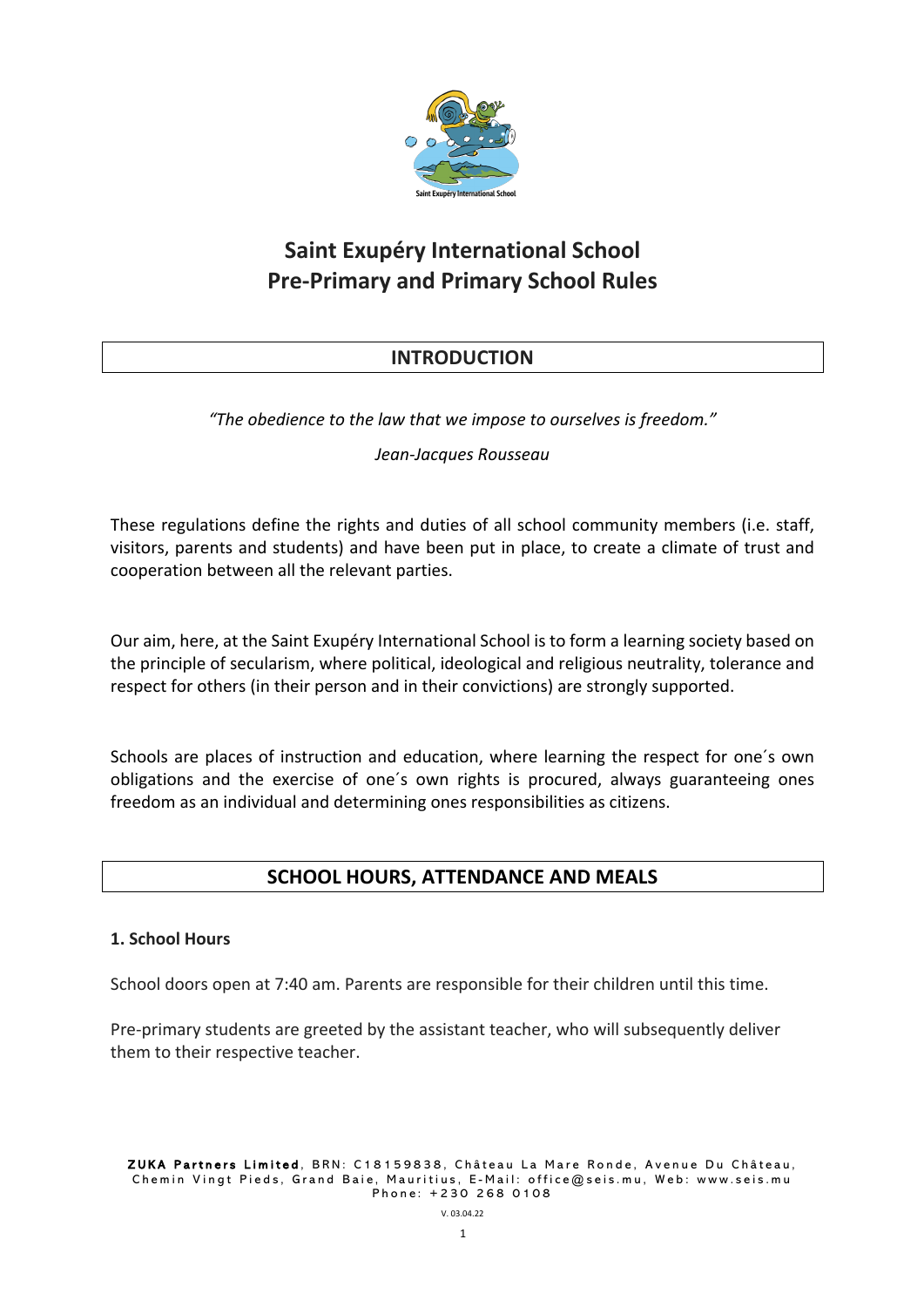# Saint Exupéry International School
# Pre-Primary and Primary School Rules

## INTRODUCTION

*"The obedience to the law that we impose to ourselves is freedom."*

*Jean-Jacques Rousseau*

These regulations define the rights and duties of all school community members (i.e. staff, visitors, parents and students) and have been put in place, to create a climate of trust and cooperation between all the relevant parties.

Our aim, here, at the Saint Exupéry International School is to form a learning society based on the principle of secularism, where political, ideological and religious neutrality, tolerance and respect for others (in their person and in their convictions) are strongly supported.

Schools are places of instruction and education, where learning the respect for one´s own obligations and the exercise of one´s own rights is procured, always guaranteeing ones freedom as an individual and determining ones responsibilities as citizens.

## SCHOOL HOURS, ATTENDANCE AND MEALS

### 1. School Hours

School doors open at 7:40 am. Parents are responsible for their children until this time.

Pre-primary students are greeted by the assistant teacher, who will subsequently deliver them to their respective teacher.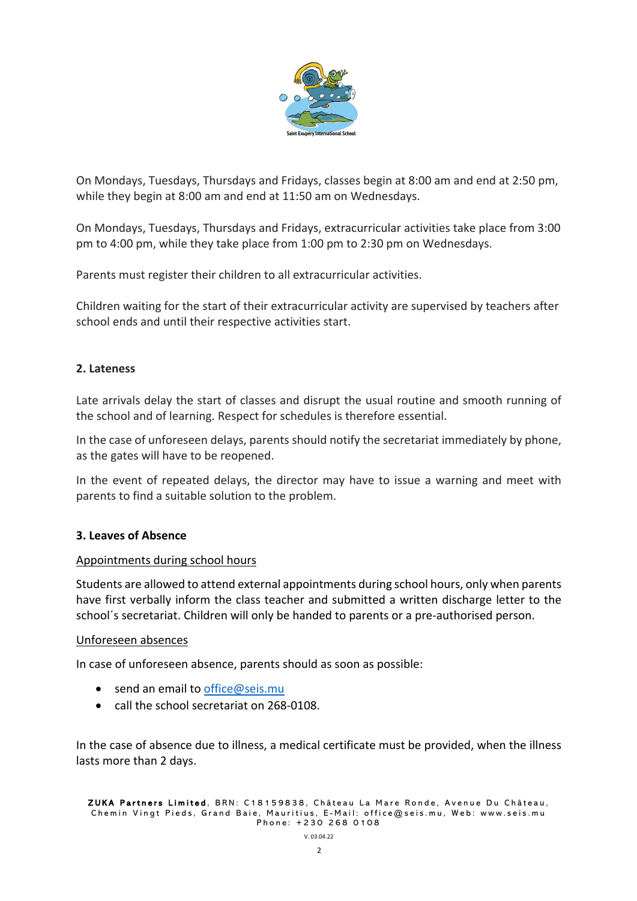On Mondays, Tuesdays, Thursdays and Fridays, classes begin at 8:00 am and end at 2:50 pm, while they begin at 8:00 am and end at 11:50 am on Wednesdays.

On Mondays, Tuesdays, Thursdays and Fridays, extracurricular activities take place from 3:00 pm to 4:00 pm, while they take place from 1:00 pm to 2:30 pm on Wednesdays.

Parents must register their children to all extracurricular activities.

Children waiting for the start of their extracurricular activity are supervised by teachers after school ends and until their respective activities start.

## 2. Lateness

Late arrivals delay the start of classes and disrupt the usual routine and smooth running of the school and of learning. Respect for schedules is therefore essential.

In the case of unforeseen delays, parents should notify the secretariat immediately by phone, as the gates will have to be reopened.

In the event of repeated delays, the director may have to issue a warning and meet with parents to find a suitable solution to the problem.

## 3. Leaves of Absence

Appointments during school hours

Students are allowed to attend external appointments during school hours, only when parents have first verbally inform the class teacher and submitted a written discharge letter to the school´s secretariat. Children will only be handed to parents or a pre-authorised person.

Unforeseen absences

In case of unforeseen absence, parents should as soon as possible:

- send an email to office@seis.mu
- call the school secretariat on 268-0108.

In the case of absence due to illness, a medical certificate must be provided, when the illness lasts more than 2 days.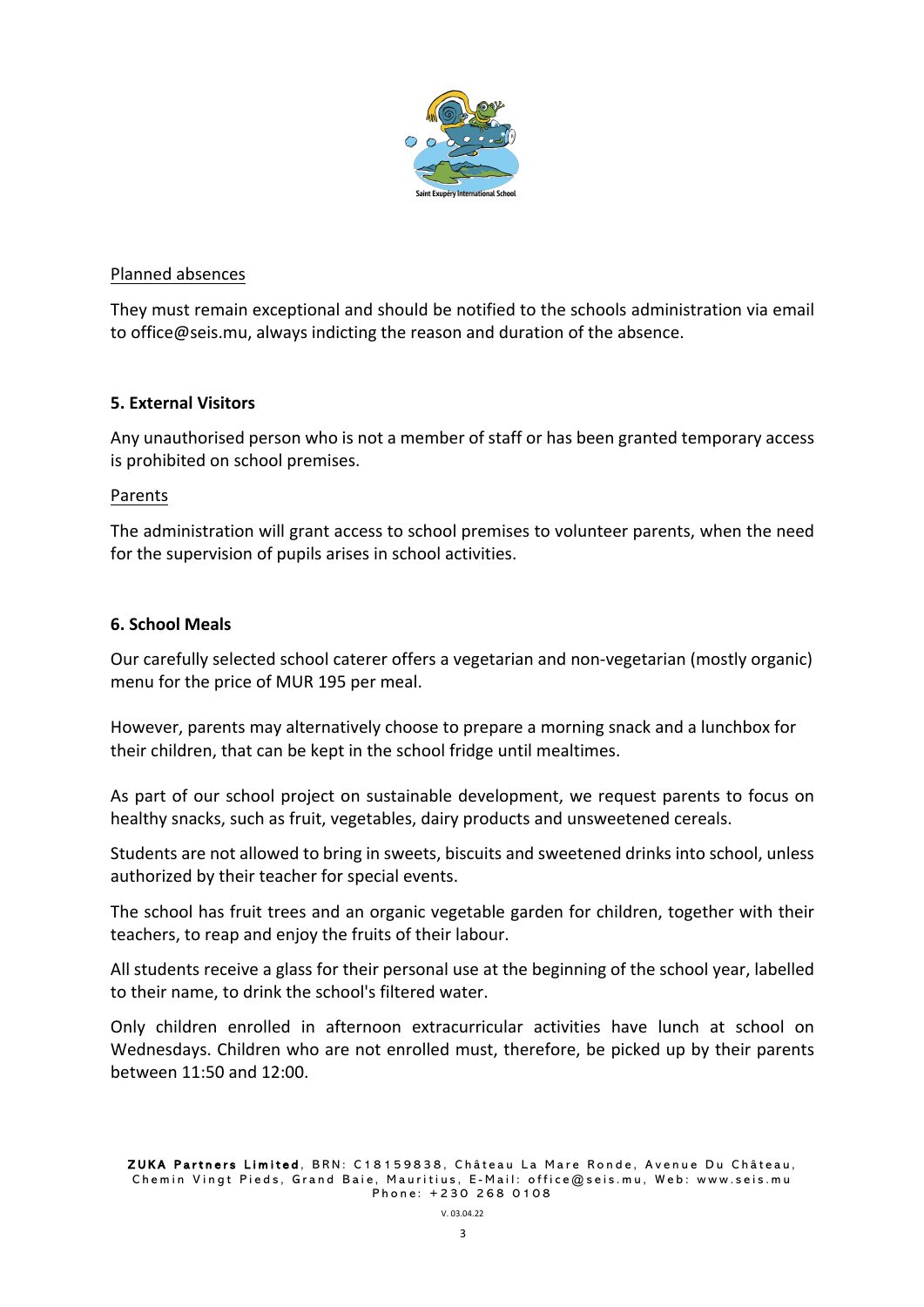Planned absences

They must remain exceptional and should be notified to the schools administration via email to office@seis.mu, always indicting the reason and duration of the absence.

## 5. External Visitors

Any unauthorised person who is not a member of staff or has been granted temporary access is prohibited on school premises.

Parents

The administration will grant access to school premises to volunteer parents, when the need for the supervision of pupils arises in school activities.

## 6. School Meals

Our carefully selected school caterer offers a vegetarian and non-vegetarian (mostly organic) menu for the price of MUR 195 per meal.

However, parents may alternatively choose to prepare a morning snack and a lunchbox for their children, that can be kept in the school fridge until mealtimes.

As part of our school project on sustainable development, we request parents to focus on healthy snacks, such as fruit, vegetables, dairy products and unsweetened cereals.

Students are not allowed to bring in sweets, biscuits and sweetened drinks into school, unless authorized by their teacher for special events.

The school has fruit trees and an organic vegetable garden for children, together with their teachers, to reap and enjoy the fruits of their labour.

All students receive a glass for their personal use at the beginning of the school year, labelled to their name, to drink the school's filtered water.

Only children enrolled in afternoon extracurricular activities have lunch at school on Wednesdays. Children who are not enrolled must, therefore, be picked up by their parents between 11:50 and 12:00.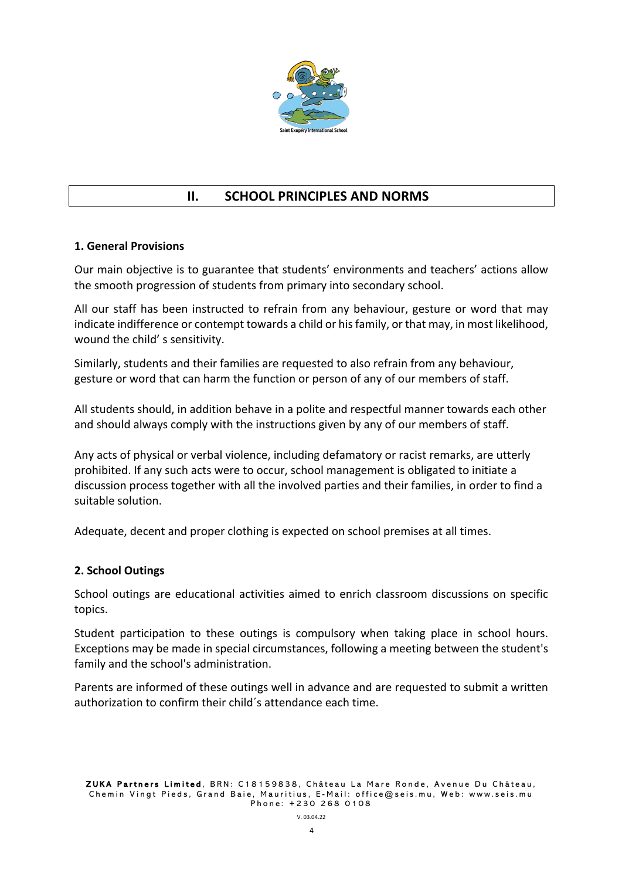## II. SCHOOL PRINCIPLES AND NORMS

### 1. General Provisions

Our main objective is to guarantee that students' environments and teachers' actions allow the smooth progression of students from primary into secondary school.

All our staff has been instructed to refrain from any behaviour, gesture or word that may indicate indifference or contempt towards a child or his family, or that may, in most likelihood, wound the child' s sensitivity.

Similarly, students and their families are requested to also refrain from any behaviour, gesture or word that can harm the function or person of any of our members of staff.

All students should, in addition behave in a polite and respectful manner towards each other and should always comply with the instructions given by any of our members of staff.

Any acts of physical or verbal violence, including defamatory or racist remarks, are utterly prohibited. If any such acts were to occur, school management is obligated to initiate a discussion process together with all the involved parties and their families, in order to find a suitable solution.

Adequate, decent and proper clothing is expected on school premises at all times.

### 2. School Outings

School outings are educational activities aimed to enrich classroom discussions on specific topics.

Student participation to these outings is compulsory when taking place in school hours. Exceptions may be made in special circumstances, following a meeting between the student's family and the school's administration.

Parents are informed of these outings well in advance and are requested to submit a written authorization to confirm their child´s attendance each time.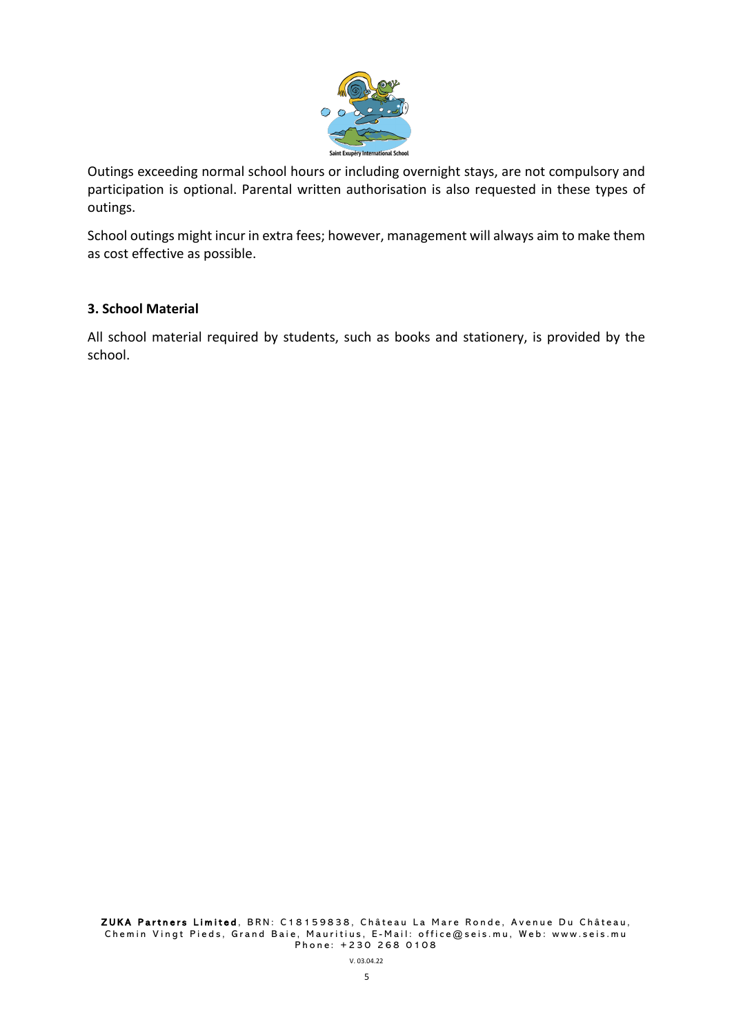Outings exceeding normal school hours or including overnight stays, are not compulsory and participation is optional. Parental written authorisation is also requested in these types of outings.

School outings might incur in extra fees; however, management will always aim to make them as cost effective as possible.

### 3. School Material

All school material required by students, such as books and stationery, is provided by the school.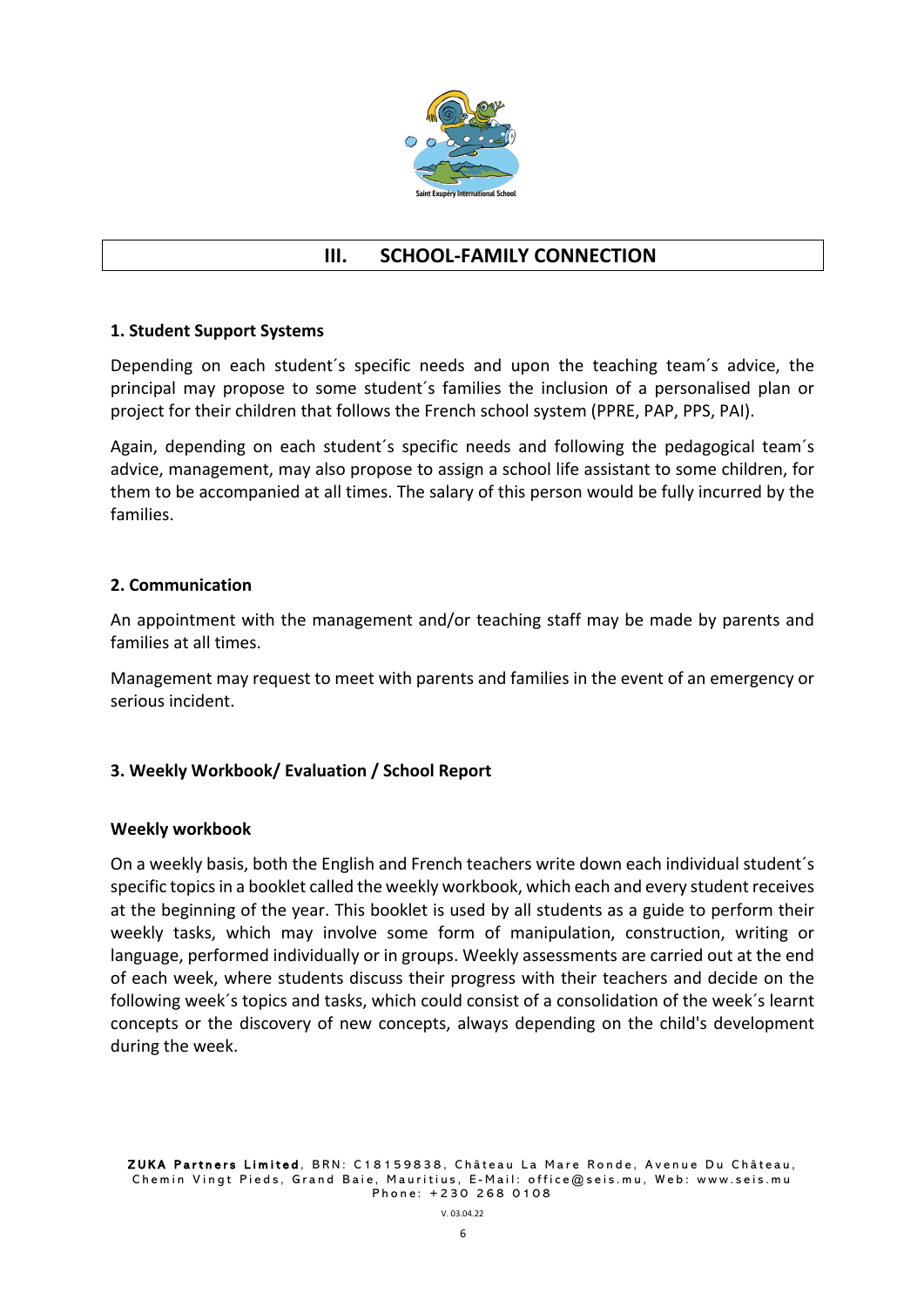## III. SCHOOL-FAMILY CONNECTION

### 1. Student Support Systems

Depending on each student´s specific needs and upon the teaching team´s advice, the principal may propose to some student´s families the inclusion of a personalised plan or project for their children that follows the French school system (PPRE, PAP, PPS, PAI).

Again, depending on each student´s specific needs and following the pedagogical team´s advice, management, may also propose to assign a school life assistant to some children, for them to be accompanied at all times. The salary of this person would be fully incurred by the families.

### 2. Communication

An appointment with the management and/or teaching staff may be made by parents and families at all times.

Management may request to meet with parents and families in the event of an emergency or serious incident.

### 3. Weekly Workbook/ Evaluation / School Report

#### Weekly workbook

On a weekly basis, both the English and French teachers write down each individual student´s specific topics in a booklet called the weekly workbook, which each and every student receives at the beginning of the year. This booklet is used by all students as a guide to perform their weekly tasks, which may involve some form of manipulation, construction, writing or language, performed individually or in groups. Weekly assessments are carried out at the end of each week, where students discuss their progress with their teachers and decide on the following week´s topics and tasks, which could consist of a consolidation of the week´s learnt concepts or the discovery of new concepts, always depending on the child's development during the week.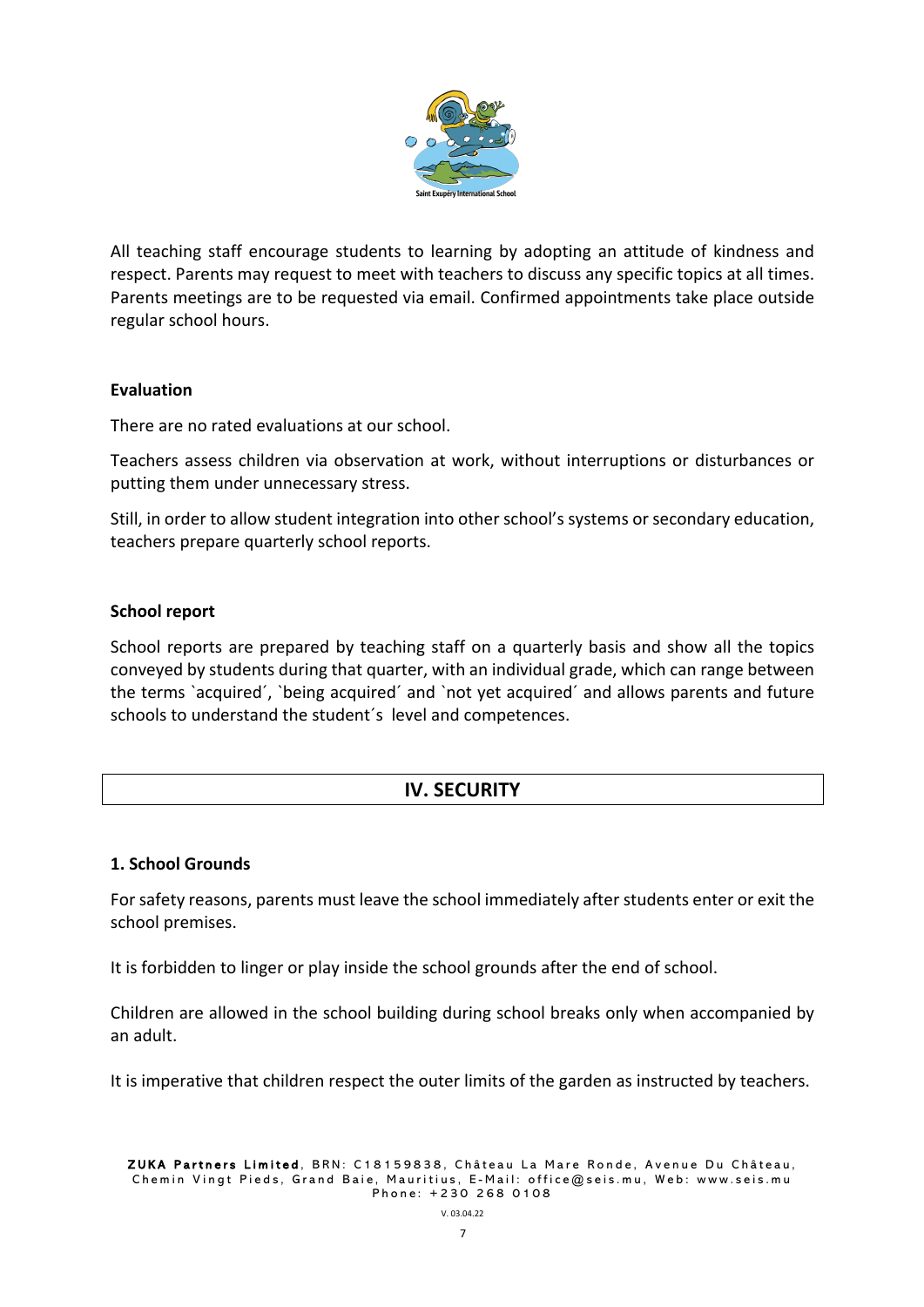All teaching staff encourage students to learning by adopting an attitude of kindness and respect. Parents may request to meet with teachers to discuss any specific topics at all times. Parents meetings are to be requested via email. Confirmed appointments take place outside regular school hours.

**Evaluation**

There are no rated evaluations at our school.

Teachers assess children via observation at work, without interruptions or disturbances or putting them under unnecessary stress.

Still, in order to allow student integration into other school's systems or secondary education, teachers prepare quarterly school reports.

**School report**

School reports are prepared by teaching staff on a quarterly basis and show all the topics conveyed by students during that quarter, with an individual grade, which can range between the terms ´acquired´, ´being acquired´ and ´not yet acquired´ and allows parents and future schools to understand the student´s level and competences.

## IV. SECURITY

### 1. School Grounds

For safety reasons, parents must leave the school immediately after students enter or exit the school premises.

It is forbidden to linger or play inside the school grounds after the end of school.

Children are allowed in the school building during school breaks only when accompanied by an adult.

It is imperative that children respect the outer limits of the garden as instructed by teachers.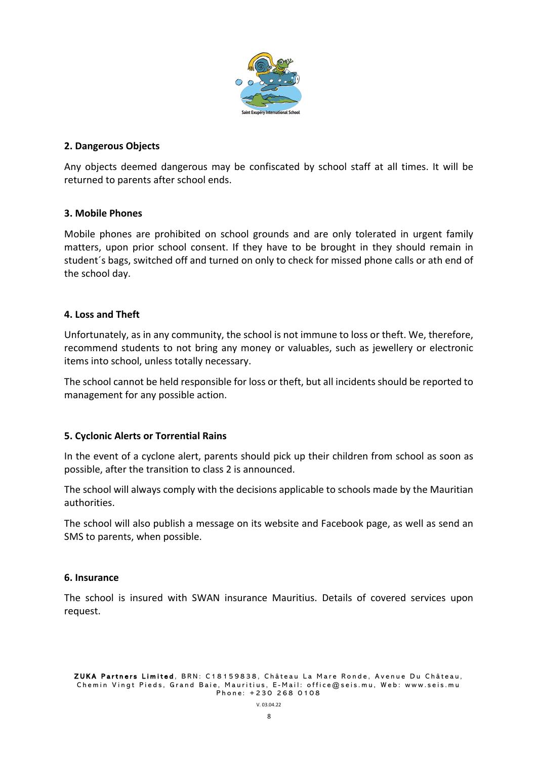## 2. Dangerous Objects

Any objects deemed dangerous may be confiscated by school staff at all times. It will be returned to parents after school ends.

## 3. Mobile Phones

Mobile phones are prohibited on school grounds and are only tolerated in urgent family matters, upon prior school consent. If they have to be brought in they should remain in student´s bags, switched off and turned on only to check for missed phone calls or ath end of the school day.

## 4. Loss and Theft

Unfortunately, as in any community, the school is not immune to loss or theft. We, therefore, recommend students to not bring any money or valuables, such as jewellery or electronic items into school, unless totally necessary.

The school cannot be held responsible for loss or theft, but all incidents should be reported to management for any possible action.

## 5. Cyclonic Alerts or Torrential Rains

In the event of a cyclone alert, parents should pick up their children from school as soon as possible, after the transition to class 2 is announced.

The school will always comply with the decisions applicable to schools made by the Mauritian authorities.

The school will also publish a message on its website and Facebook page, as well as send an SMS to parents, when possible.

## 6. Insurance

The school is insured with SWAN insurance Mauritius. Details of covered services upon request.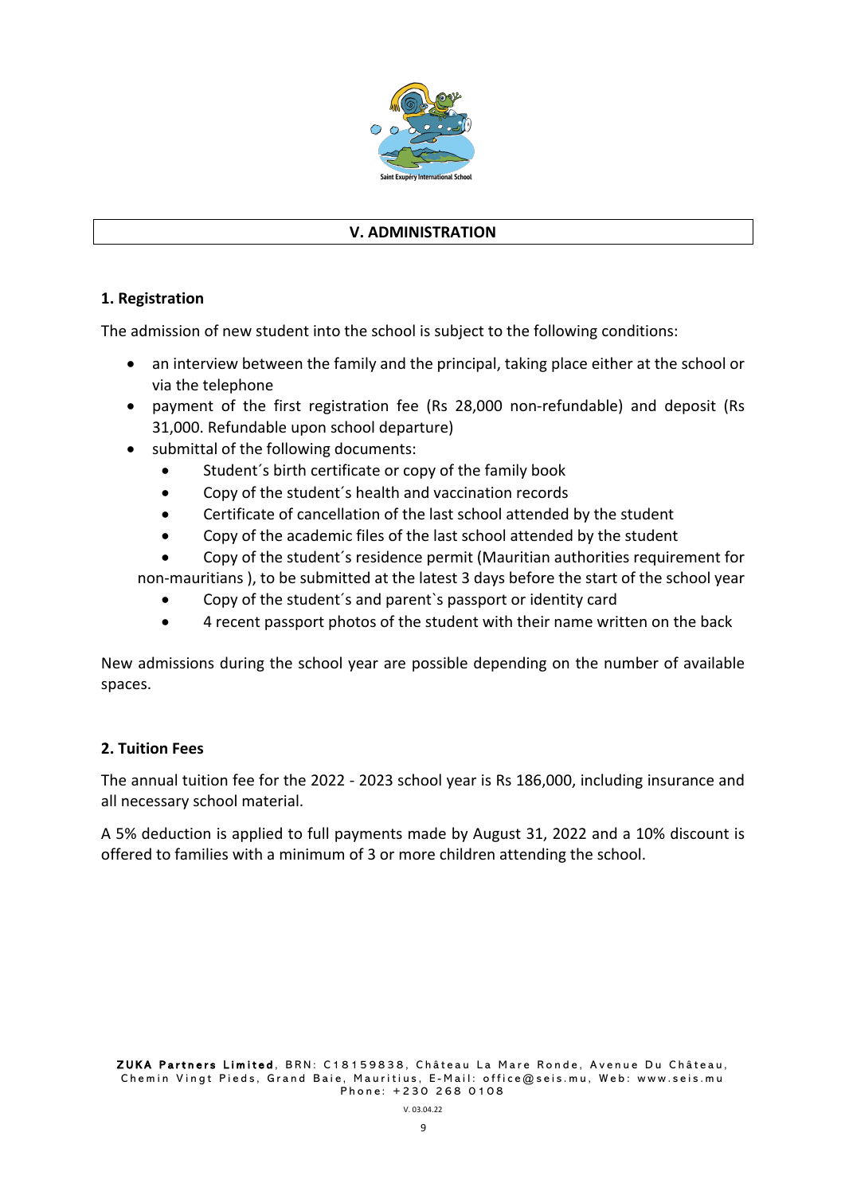## V. ADMINISTRATION

### 1. Registration

The admission of new student into the school is subject to the following conditions:

- an interview between the family and the principal, taking place either at the school or via the telephone
- payment of the first registration fee (Rs 28,000 non-refundable) and deposit (Rs 31,000. Refundable upon school departure)
- submittal of the following documents:
  - Student´s birth certificate or copy of the family book
  - Copy of the student´s health and vaccination records
  - Certificate of cancellation of the last school attended by the student
  - Copy of the academic files of the last school attended by the student
  - Copy of the student´s residence permit (Mauritian authorities requirement for non-mauritians ), to be submitted at the latest 3 days before the start of the school year
  - Copy of the student´s and parent`s passport or identity card
  - 4 recent passport photos of the student with their name written on the back

New admissions during the school year are possible depending on the number of available spaces.

### 2. Tuition Fees

The annual tuition fee for the 2022 - 2023 school year is Rs 186,000, including insurance and all necessary school material.

A 5% deduction is applied to full payments made by August 31, 2022 and a 10% discount is offered to families with a minimum of 3 or more children attending the school.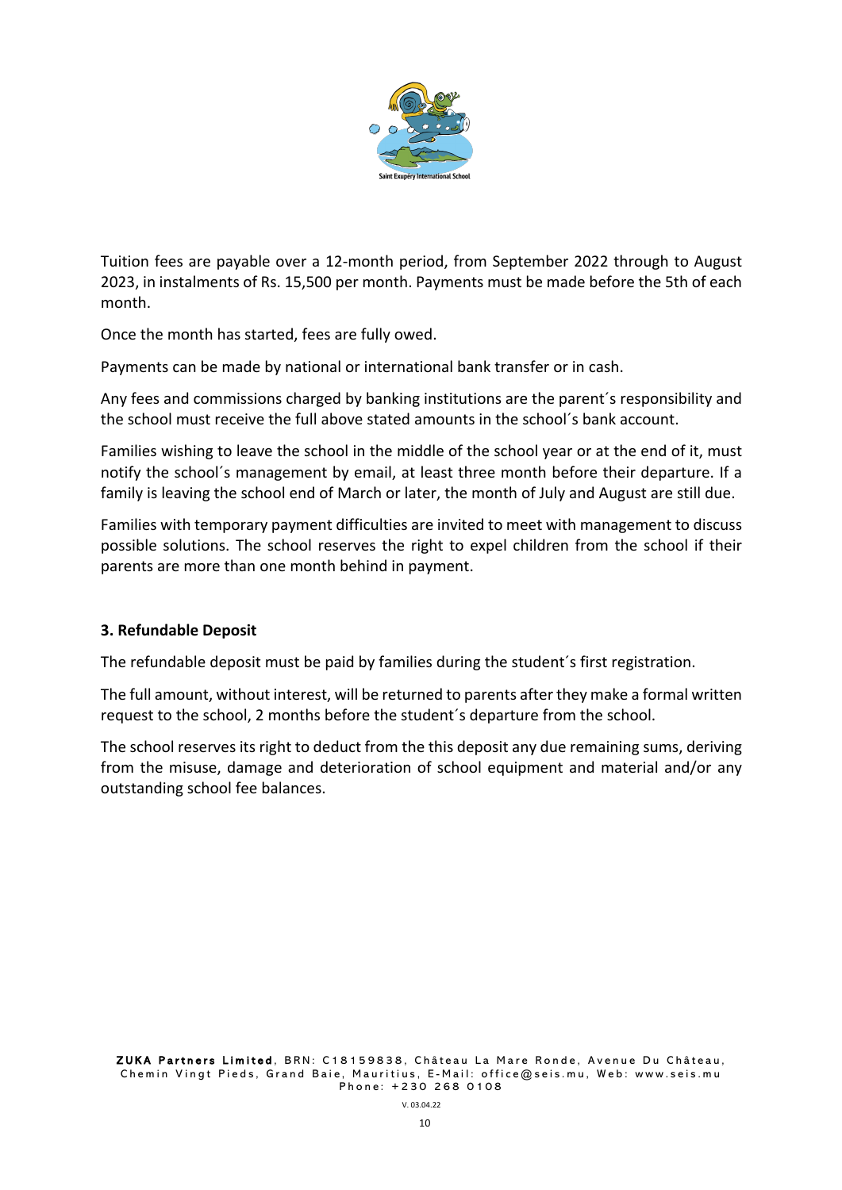Tuition fees are payable over a 12-month period, from September 2022 through to August 2023, in instalments of Rs. 15,500 per month. Payments must be made before the 5th of each month.

Once the month has started, fees are fully owed.

Payments can be made by national or international bank transfer or in cash.

Any fees and commissions charged by banking institutions are the parent´s responsibility and the school must receive the full above stated amounts in the school´s bank account.

Families wishing to leave the school in the middle of the school year or at the end of it, must notify the school´s management by email, at least three month before their departure. If a family is leaving the school end of March or later, the month of July and August are still due.

Families with temporary payment difficulties are invited to meet with management to discuss possible solutions. The school reserves the right to expel children from the school if their parents are more than one month behind in payment.

### 3. Refundable Deposit

The refundable deposit must be paid by families during the student´s first registration.

The full amount, without interest, will be returned to parents after they make a formal written request to the school, 2 months before the student´s departure from the school.

The school reserves its right to deduct from the this deposit any due remaining sums, deriving from the misuse, damage and deterioration of school equipment and material and/or any outstanding school fee balances.